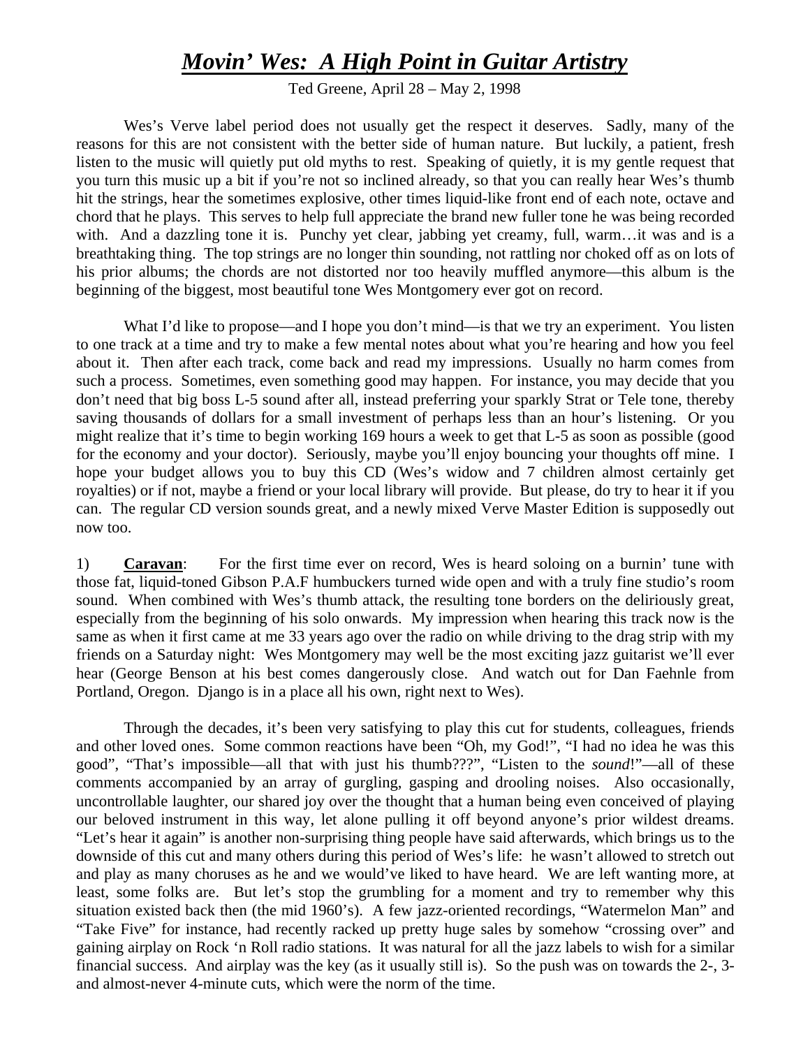# *Movin' Wes: A High Point in Guitar Artistry*

Ted Greene, April 28 – May 2, 1998

Wes's Verve label period does not usually get the respect it deserves. Sadly, many of the reasons for this are not consistent with the better side of human nature. But luckily, a patient, fresh listen to the music will quietly put old myths to rest. Speaking of quietly, it is my gentle request that you turn this music up a bit if you're not so inclined already, so that you can really hear Wes's thumb hit the strings, hear the sometimes explosive, other times liquid-like front end of each note, octave and chord that he plays. This serves to help full appreciate the brand new fuller tone he was being recorded with. And a dazzling tone it is. Punchy yet clear, jabbing yet creamy, full, warm…it was and is a breathtaking thing. The top strings are no longer thin sounding, not rattling nor choked off as on lots of his prior albums; the chords are not distorted nor too heavily muffled anymore—this album is the beginning of the biggest, most beautiful tone Wes Montgomery ever got on record.

What I'd like to propose—and I hope you don't mind—is that we try an experiment. You listen to one track at a time and try to make a few mental notes about what you're hearing and how you feel about it. Then after each track, come back and read my impressions. Usually no harm comes from such a process. Sometimes, even something good may happen. For instance, you may decide that you don't need that big boss L-5 sound after all, instead preferring your sparkly Strat or Tele tone, thereby saving thousands of dollars for a small investment of perhaps less than an hour's listening. Or you might realize that it's time to begin working 169 hours a week to get that L-5 as soon as possible (good for the economy and your doctor). Seriously, maybe you'll enjoy bouncing your thoughts off mine. I hope your budget allows you to buy this CD (Wes's widow and 7 children almost certainly get royalties) or if not, maybe a friend or your local library will provide. But please, do try to hear it if you can. The regular CD version sounds great, and a newly mixed Verve Master Edition is supposedly out now too.

1) **Caravan**: For the first time ever on record, Wes is heard soloing on a burnin' tune with those fat, liquid-toned Gibson P.A.F humbuckers turned wide open and with a truly fine studio's room sound. When combined with Wes's thumb attack, the resulting tone borders on the deliriously great, especially from the beginning of his solo onwards. My impression when hearing this track now is the same as when it first came at me 33 years ago over the radio on while driving to the drag strip with my friends on a Saturday night: Wes Montgomery may well be the most exciting jazz guitarist we'll ever hear (George Benson at his best comes dangerously close. And watch out for Dan Faehnle from Portland, Oregon. Django is in a place all his own, right next to Wes).

Through the decades, it's been very satisfying to play this cut for students, colleagues, friends and other loved ones. Some common reactions have been "Oh, my God!", "I had no idea he was this good", "That's impossible—all that with just his thumb???", "Listen to the *sound*!"—all of these comments accompanied by an array of gurgling, gasping and drooling noises. Also occasionally, uncontrollable laughter, our shared joy over the thought that a human being even conceived of playing our beloved instrument in this way, let alone pulling it off beyond anyone's prior wildest dreams. "Let's hear it again" is another non-surprising thing people have said afterwards, which brings us to the downside of this cut and many others during this period of Wes's life: he wasn't allowed to stretch out and play as many choruses as he and we would've liked to have heard. We are left wanting more, at least, some folks are. But let's stop the grumbling for a moment and try to remember why this situation existed back then (the mid 1960's). A few jazz-oriented recordings, "Watermelon Man" and "Take Five" for instance, had recently racked up pretty huge sales by somehow "crossing over" and gaining airplay on Rock 'n Roll radio stations. It was natural for all the jazz labels to wish for a similar financial success. And airplay was the key (as it usually still is). So the push was on towards the 2-, 3- and almost-never 4-minute cuts, which were the norm of the time.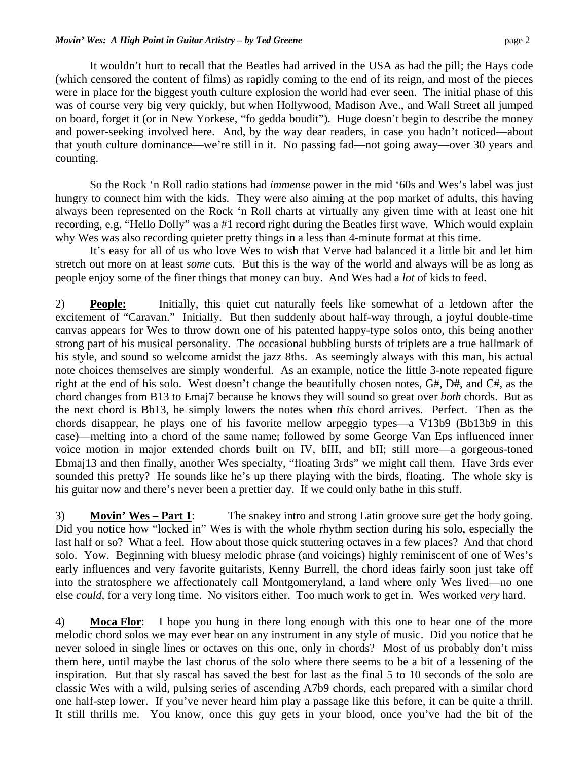It wouldn't hurt to recall that the Beatles had arrived in the USA as had the pill; the Hays code (which censored the content of films) as rapidly coming to the end of its reign, and most of the pieces were in place for the biggest youth culture explosion the world had ever seen. The initial phase of this was of course very big very quickly, but when Hollywood, Madison Ave., and Wall Street all jumped on board, forget it (or in New Yorkese, "fo gedda boudit"). Huge doesn't begin to describe the money and power-seeking involved here. And, by the way dear readers, in case you hadn't noticed—about that youth culture dominance—we're still in it. No passing fad—not going away—over 30 years and counting.

So the Rock 'n Roll radio stations had *immense* power in the mid '60s and Wes's label was just hungry to connect him with the kids. They were also aiming at the pop market of adults, this having always been represented on the Rock 'n Roll charts at virtually any given time with at least one hit recording, e.g. "Hello Dolly" was a #1 record right during the Beatles first wave. Which would explain why Wes was also recording quieter pretty things in a less than 4-minute format at this time.

It's easy for all of us who love Wes to wish that Verve had balanced it a little bit and let him stretch out more on at least *some* cuts. But this is the way of the world and always will be as long as people enjoy some of the finer things that money can buy. And Wes had a *lot* of kids to feed.

2) **People:** Initially, this quiet cut naturally feels like somewhat of a letdown after the excitement of "Caravan." Initially. But then suddenly about half-way through, a joyful double-time canvas appears for Wes to throw down one of his patented happy-type solos onto, this being another strong part of his musical personality. The occasional bubbling bursts of triplets are a true hallmark of his style, and sound so welcome amidst the jazz 8ths. As seemingly always with this man, his actual note choices themselves are simply wonderful. As an example, notice the little 3-note repeated figure right at the end of his solo. West doesn't change the beautifully chosen notes, G#, D#, and C#, as the chord changes from B13 to Emaj7 because he knows they will sound so great over *both* chords. But as the next chord is Bb13, he simply lowers the notes when *this* chord arrives. Perfect. Then as the chords disappear, he plays one of his favorite mellow arpeggio types—a V13b9 (Bb13b9 in this case)—melting into a chord of the same name; followed by some George Van Eps influenced inner voice motion in major extended chords built on IV, bIII, and bII; still more—a gorgeous-toned Ebmaj13 and then finally, another Wes specialty, "floating 3rds" we might call them. Have 3rds ever sounded this pretty? He sounds like he's up there playing with the birds, floating. The whole sky is his guitar now and there's never been a prettier day. If we could only bathe in this stuff.

3) **Movin' Wes – Part 1**: The snakey intro and strong Latin groove sure get the body going. Did you notice how "locked in" Wes is with the whole rhythm section during his solo, especially the last half or so? What a feel. How about those quick stuttering octaves in a few places? And that chord solo. Yow. Beginning with bluesy melodic phrase (and voicings) highly reminiscent of one of Wes's early influences and very favorite guitarists, Kenny Burrell, the chord ideas fairly soon just take off into the stratosphere we affectionately call Montgomeryland, a land where only Wes lived—no one else *could*, for a very long time. No visitors either. Too much work to get in. Wes worked *very* hard.

4) **Moca Flor**: I hope you hung in there long enough with this one to hear one of the more melodic chord solos we may ever hear on any instrument in any style of music. Did you notice that he never soloed in single lines or octaves on this one, only in chords? Most of us probably don't miss them here, until maybe the last chorus of the solo where there seems to be a bit of a lessening of the inspiration. But that sly rascal has saved the best for last as the final 5 to 10 seconds of the solo are classic Wes with a wild, pulsing series of ascending A7b9 chords, each prepared with a similar chord one half-step lower. If you've never heard him play a passage like this before, it can be quite a thrill. It still thrills me. You know, once this guy gets in your blood, once you've had the bit of the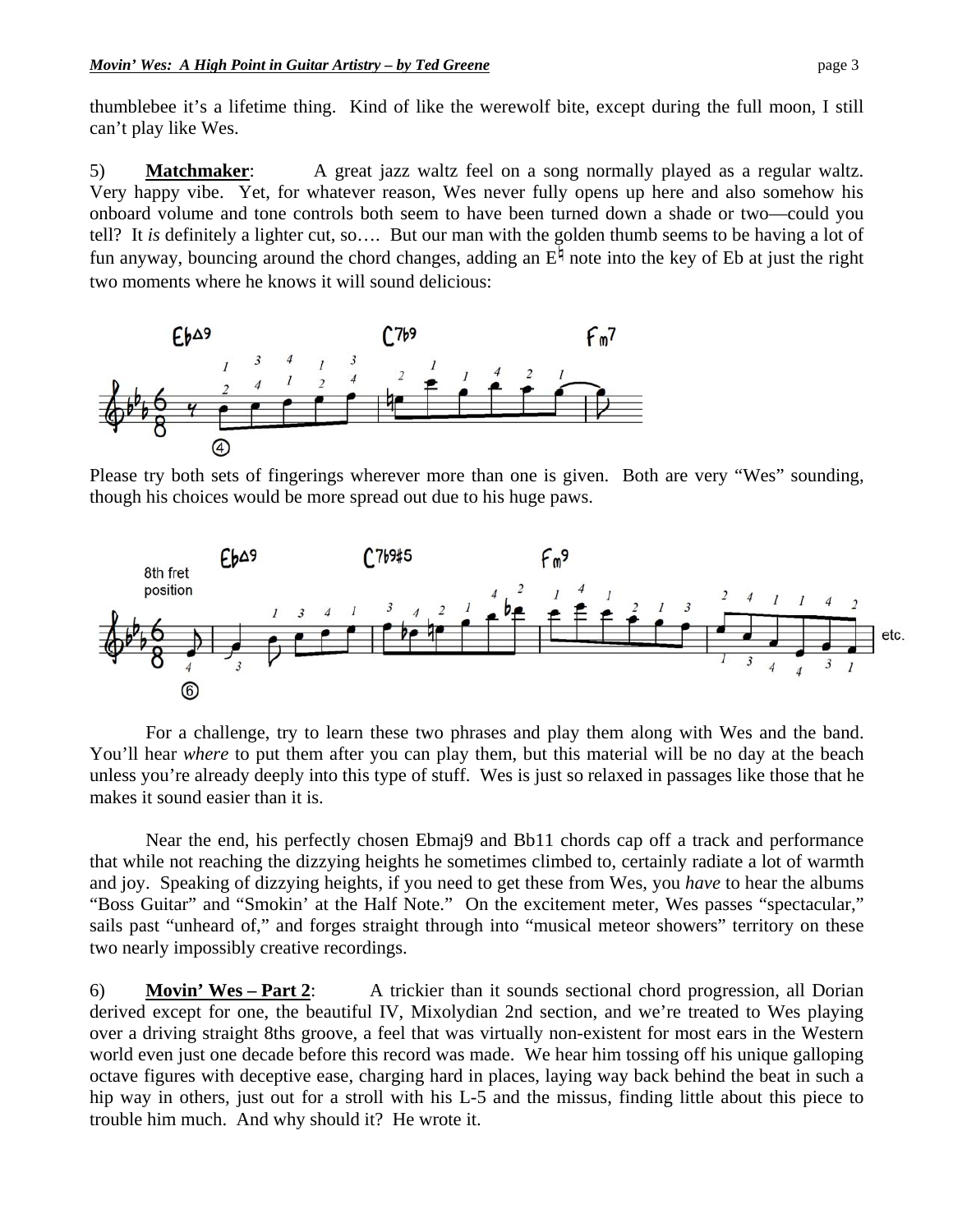thumblebee it's a lifetime thing. Kind of like the werewolf bite, except during the full moon, I still can't play like Wes.

5) **Matchmaker**: A great jazz waltz feel on a song normally played as a regular waltz. Very happy vibe. Yet, for whatever reason, Wes never fully opens up here and also somehow his onboard volume and tone controls both seem to have been turned down a shade or two—could you tell? It *is* definitely a lighter cut, so…. But our man with the golden thumb seems to be having a lot of fun anyway, bouncing around the chord changes, adding an E♮ note into the key of Eb at just the right two moments where he knows it will sound delicious:

Please try both sets of fingerings wherever more than one is given. Both are very "Wes" sounding, though his choices would be more spread out due to his huge paws.

For a challenge, try to learn these two phrases and play them along with Wes and the band. You'll hear *where* to put them after you can play them, but this material will be no day at the beach unless you're already deeply into this type of stuff. Wes is just so relaxed in passages like those that he makes it sound easier than it is.

Near the end, his perfectly chosen Ebmaj9 and Bb11 chords cap off a track and performance that while not reaching the dizzying heights he sometimes climbed to, certainly radiate a lot of warmth and joy. Speaking of dizzying heights, if you need to get these from Wes, you *have* to hear the albums "Boss Guitar" and "Smokin' at the Half Note." On the excitement meter, Wes passes "spectacular," sails past "unheard of," and forges straight through into "musical meteor showers" territory on these two nearly impossibly creative recordings.

6) **Movin' Wes – Part 2**: A trickier than it sounds sectional chord progression, all Dorian derived except for one, the beautiful IV, Mixolydian 2nd section, and we're treated to Wes playing over a driving straight 8ths groove, a feel that was virtually non-existent for most ears in the Western world even just one decade before this record was made. We hear him tossing off his unique galloping octave figures with deceptive ease, charging hard in places, laying way back behind the beat in such a hip way in others, just out for a stroll with his L-5 and the missus, finding little about this piece to trouble him much. And why should it? He wrote it.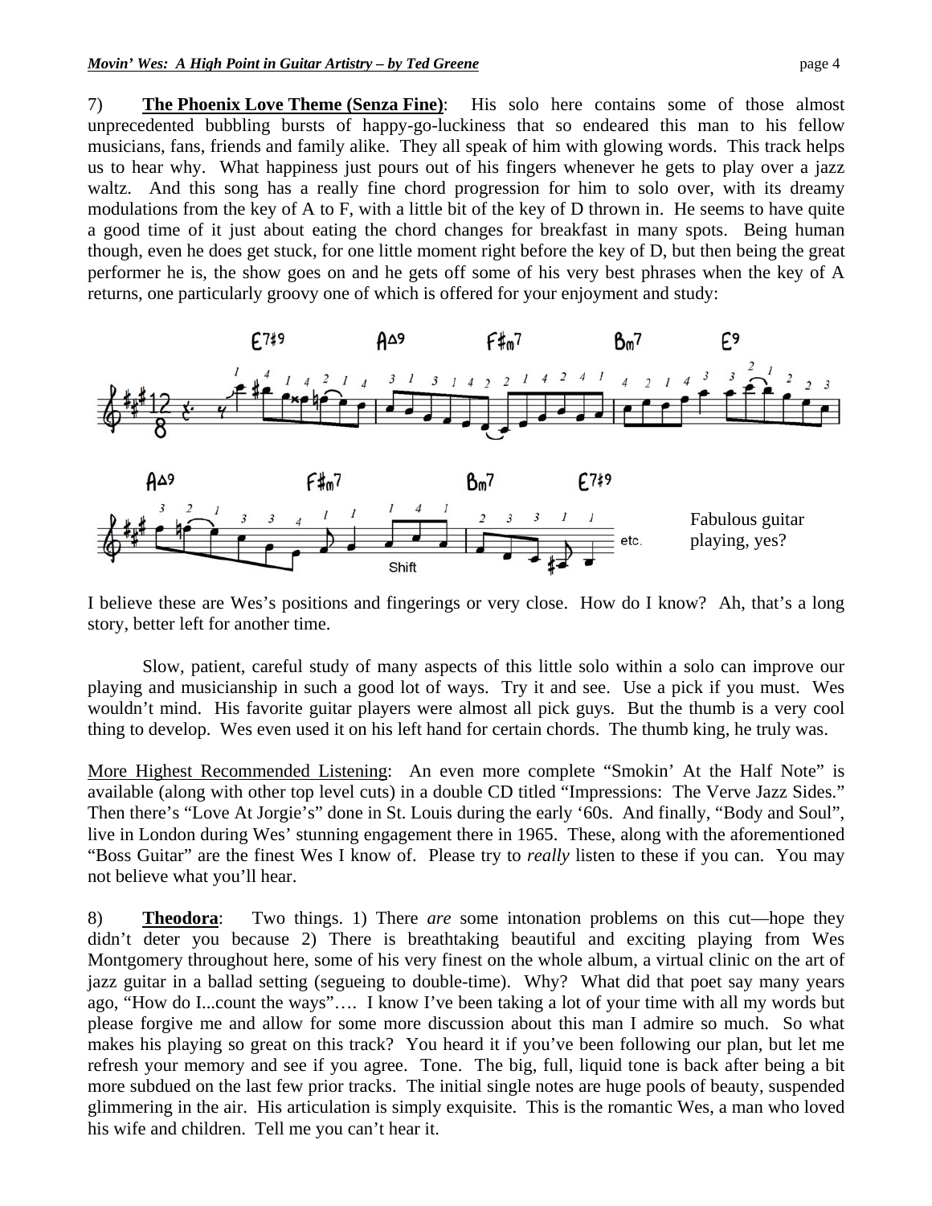7) **The Phoenix Love Theme (Senza Fine)**: His solo here contains some of those almost unprecedented bubbling bursts of happy-go-luckiness that so endeared this man to his fellow musicians, fans, friends and family alike. They all speak of him with glowing words. This track helps us to hear why. What happiness just pours out of his fingers whenever he gets to play over a jazz waltz. And this song has a really fine chord progression for him to solo over, with its dreamy modulations from the key of A to F, with a little bit of the key of D thrown in. He seems to have quite a good time of it just about eating the chord changes for breakfast in many spots. Being human though, even he does get stuck, for one little moment right before the key of D, but then being the great performer he is, the show goes on and he gets off some of his very best phrases when the key of A returns, one particularly groovy one of which is offered for your enjoyment and study:

Fabulous guitar playing, yes?

I believe these are Wes's positions and fingerings or very close. How do I know? Ah, that's a long story, better left for another time.

Slow, patient, careful study of many aspects of this little solo within a solo can improve our playing and musicianship in such a good lot of ways. Try it and see. Use a pick if you must. Wes wouldn't mind. His favorite guitar players were almost all pick guys. But the thumb is a very cool thing to develop. Wes even used it on his left hand for certain chords. The thumb king, he truly was.

More Highest Recommended Listening: An even more complete "Smokin' At the Half Note" is available (along with other top level cuts) in a double CD titled "Impressions: The Verve Jazz Sides." Then there's "Love At Jorgie's" done in St. Louis during the early '60s. And finally, "Body and Soul", live in London during Wes' stunning engagement there in 1965. These, along with the aforementioned "Boss Guitar" are the finest Wes I know of. Please try to *really* listen to these if you can. You may not believe what you'll hear.

8) **Theodora**: Two things. 1) There *are* some intonation problems on this cut—hope they didn't deter you because 2) There is breathtaking beautiful and exciting playing from Wes Montgomery throughout here, some of his very finest on the whole album, a virtual clinic on the art of jazz guitar in a ballad setting (segueing to double-time). Why? What did that poet say many years ago, "How do I...count the ways"…. I know I've been taking a lot of your time with all my words but please forgive me and allow for some more discussion about this man I admire so much. So what makes his playing so great on this track? You heard it if you've been following our plan, but let me refresh your memory and see if you agree. Tone. The big, full, liquid tone is back after being a bit more subdued on the last few prior tracks. The initial single notes are huge pools of beauty, suspended glimmering in the air. His articulation is simply exquisite. This is the romantic Wes, a man who loved his wife and children. Tell me you can't hear it.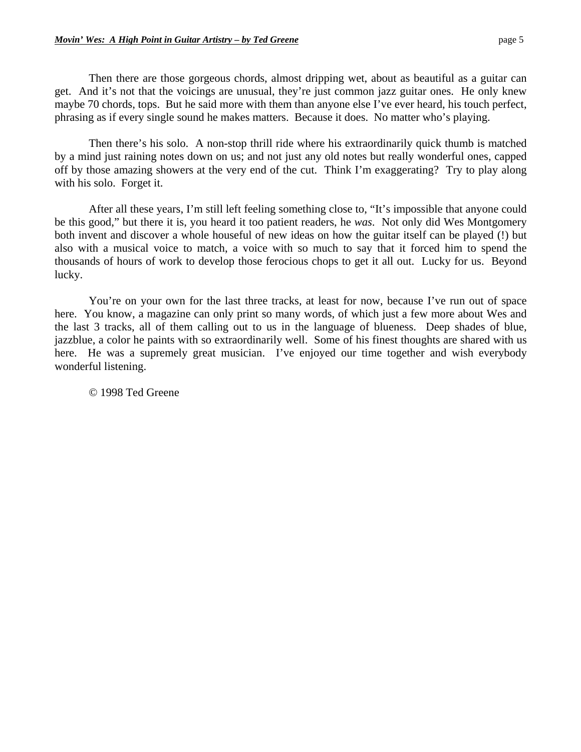Then there are those gorgeous chords, almost dripping wet, about as beautiful as a guitar can get. And it's not that the voicings are unusual, they're just common jazz guitar ones. He only knew maybe 70 chords, tops. But he said more with them than anyone else I've ever heard, his touch perfect, phrasing as if every single sound he makes matters. Because it does. No matter who's playing.

Then there's his solo. A non-stop thrill ride where his extraordinarily quick thumb is matched by a mind just raining notes down on us; and not just any old notes but really wonderful ones, capped off by those amazing showers at the very end of the cut. Think I'm exaggerating? Try to play along with his solo. Forget it.

After all these years, I'm still left feeling something close to, "It's impossible that anyone could be this good," but there it is, you heard it too patient readers, he *was*. Not only did Wes Montgomery both invent and discover a whole houseful of new ideas on how the guitar itself can be played (!) but also with a musical voice to match, a voice with so much to say that it forced him to spend the thousands of hours of work to develop those ferocious chops to get it all out. Lucky for us. Beyond lucky.

You're on your own for the last three tracks, at least for now, because I've run out of space here. You know, a magazine can only print so many words, of which just a few more about Wes and the last 3 tracks, all of them calling out to us in the language of blueness. Deep shades of blue, jazzblue, a color he paints with so extraordinarily well. Some of his finest thoughts are shared with us here. He was a supremely great musician. I've enjoyed our time together and wish everybody wonderful listening.

© 1998 Ted Greene